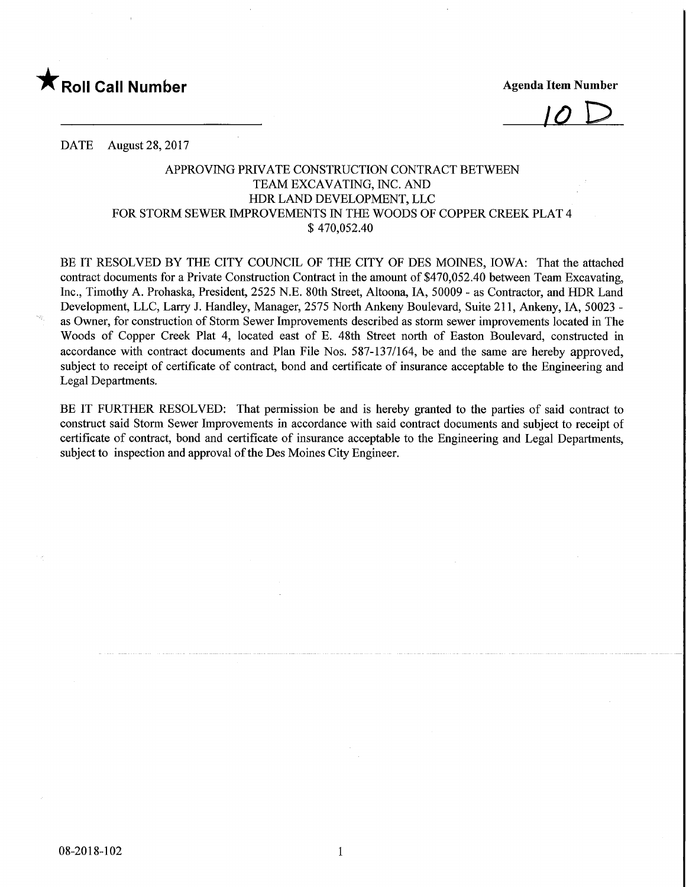★ **Roll Call Number**

**Agenda Item Number**

10 D

DATE August 28, 2017

APPROVING PRIVATE CONSTRUCTION CONTRACT BETWEEN
TEAM EXCAVATING, INC. AND
HDR LAND DEVELOPMENT, LLC
FOR STORM SEWER IMPROVEMENTS IN THE WOODS OF COPPER CREEK PLAT 4
$ 470,052.40

BE IT RESOLVED BY THE CITY COUNCIL OF THE CITY OF DES MOINES, IOWA: That the attached contract documents for a Private Construction Contract in the amount of $470,052.40 between Team Excavating, Inc., Timothy A. Prohaska, President, 2525 N.E. 80th Street, Altoona, IA, 50009 - as Contractor, and HDR Land Development, LLC, Larry J. Handley, Manager, 2575 North Ankeny Boulevard, Suite 211, Ankeny, IA, 50023 - as Owner, for construction of Storm Sewer Improvements described as storm sewer improvements located in The Woods of Copper Creek Plat 4, located east of E. 48th Street north of Easton Boulevard, constructed in accordance with contract documents and Plan File Nos. 587-137/164, be and the same are hereby approved, subject to receipt of certificate of contract, bond and certificate of insurance acceptable to the Engineering and Legal Departments.

BE IT FURTHER RESOLVED: That permission be and is hereby granted to the parties of said contract to construct said Storm Sewer Improvements in accordance with said contract documents and subject to receipt of certificate of contract, bond and certificate of insurance acceptable to the Engineering and Legal Departments, subject to inspection and approval of the Des Moines City Engineer.

08-2018-102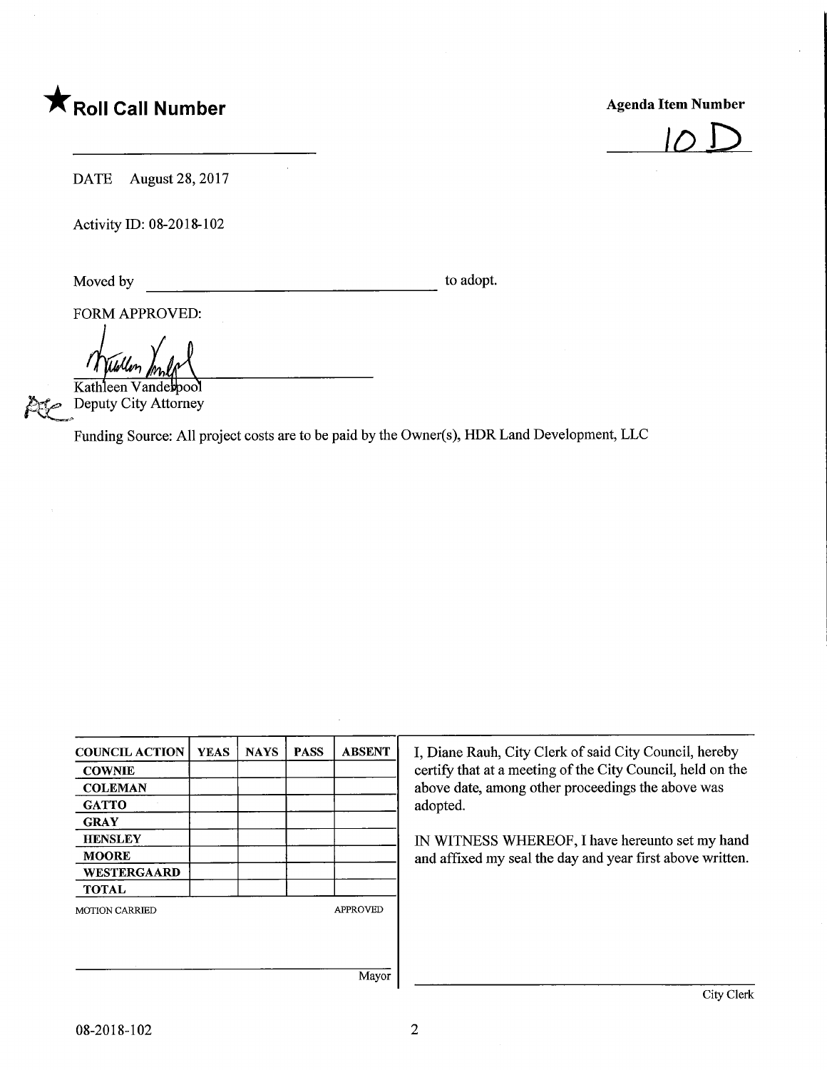★ **Roll Call Number**

**Agenda Item Number**

10 D

_______________________

DATE August 28, 2017

Activity ID: 08-2018-102

Moved by _______________________ to adopt.

FORM APPROVED:

Kathleen Vanderpool
Deputy City Attorney

Funding Source: All project costs are to be paid by the Owner(s), HDR Land Development, LLC

| COUNCIL ACTION | YEAS | NAYS | PASS | ABSENT |
|---|---|---|---|---|
| COWNIE | | | | |
| COLEMAN | | | | |
| GATTO | | | | |
| GRAY | | | | |
| HENSLEY | | | | |
| MOORE | | | | |
| WESTERGAARD | | | | |
| TOTAL | | | | |

MOTION CARRIED APPROVED

_______________________
Mayor

I, Diane Rauh, City Clerk of said City Council, hereby certify that at a meeting of the City Council, held on the above date, among other proceedings the above was adopted.

IN WITNESS WHEREOF, I have hereunto set my hand and affixed my seal the day and year first above written.

_______________________
City Clerk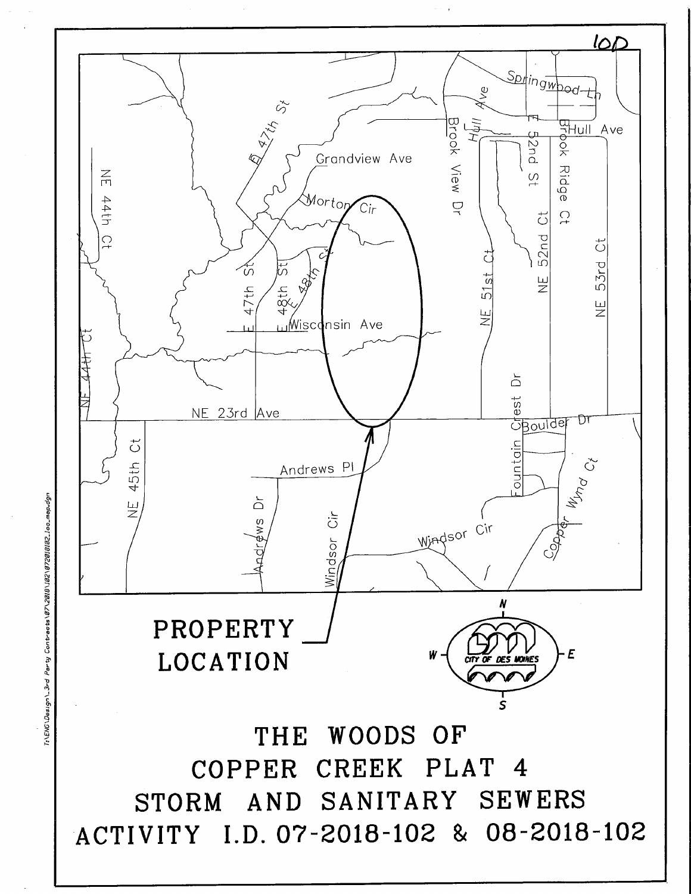10D

NE 44th Ct

E 47th St

Grandview Ave

Morton Cir

E 47th St

E 48th St

E 48th St

Wisconsin Ave

NE 44th Ct

NE 23rd Ave

Brook View Dr

Hull Ave

Springwood Ln

E 52nd St

Brook Ridge Ct

Hull Ave

NE 51st Ct

NE 52nd Ct

NE 53rd Ct

Fountain Crest Dr

Boulder Dr

NE 45th Ct

Andrews Pl

Andrews Dr

Windsor Cir

Windsor Cir

Copper Wynd Ct

PROPERTY LOCATION

N W E S

CITY OF DES MOINES

T:\ENG\Design\_3rd Party Contracts\07\2018\102\07201810 2_loc_map.dgn

# THE WOODS OF COPPER CREEK PLAT 4 STORM AND SANITARY SEWERS ACTIVITY I.D. 07-2018-102 & 08-2018-102